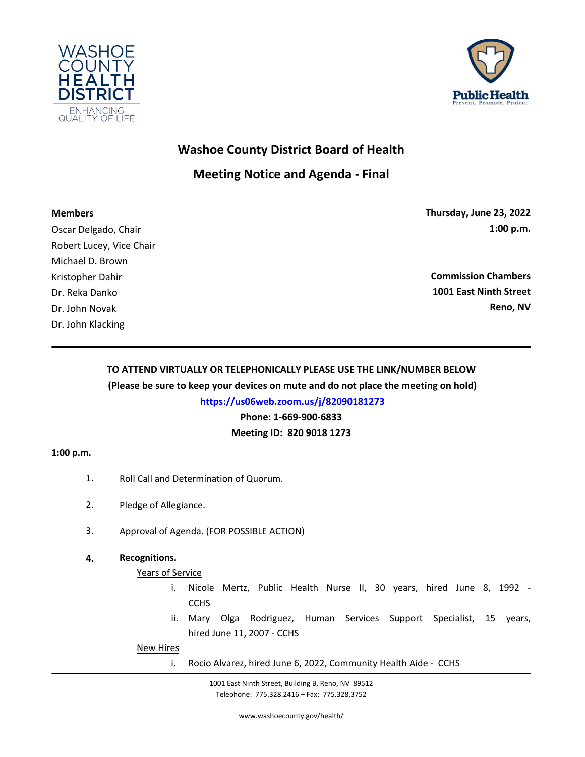WASHOE COUNTY HEALTH DISTRICT
ENHANCING QUALITY OF LIFE

Public Health
Prevent. Promote. Protect.

# Washoe County District Board of Health

## Meeting Notice and Agenda - Final

**Members**
Oscar Delgado, Chair
Robert Lucey, Vice Chair
Michael D. Brown
Kristopher Dahir
Dr. Reka Danko
Dr. John Novak
Dr. John Klacking

**Thursday, June 23, 2022**
**1:00 p.m.**

**Commission Chambers**
**1001 East Ninth Street**
**Reno, NV**

---

**TO ATTEND VIRTUALLY OR TELEPHONICALLY PLEASE USE THE LINK/NUMBER BELOW**
**(Please be sure to keep your devices on mute and do not place the meeting on hold)**

**https://us06web.zoom.us/j/82090181273**

**Phone: 1-669-900-6833**

**Meeting ID: 820 9018 1273**

**1:00 p.m.**

1. Roll Call and Determination of Quorum.

2. Pledge of Allegiance.

3. Approval of Agenda. (FOR POSSIBLE ACTION)

4. **Recognitions.**

   Years of Service

   i. Nicole Mertz, Public Health Nurse II, 30 years, hired June 8, 1992 - CCHS

   ii. Mary Olga Rodriguez, Human Services Support Specialist, 15 years, hired June 11, 2007 - CCHS

   New Hires

   i. Rocio Alvarez, hired June 6, 2022, Community Health Aide - CCHS

---

1001 East Ninth Street, Building B, Reno, NV 89512
Telephone: 775.328.2416 – Fax: 775.328.3752

www.washoecounty.gov/health/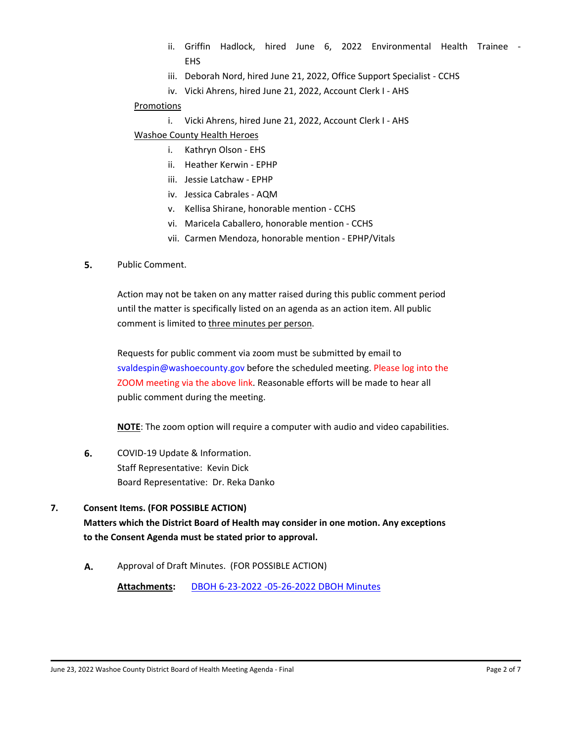ii. Griffin Hadlock, hired June 6, 2022 Environmental Health Trainee - EHS

iii. Deborah Nord, hired June 21, 2022, Office Support Specialist - CCHS

iv. Vicki Ahrens, hired June 21, 2022, Account Clerk I - AHS

<u>Promotions</u>

i. Vicki Ahrens, hired June 21, 2022, Account Clerk I - AHS

<u>Washoe County Health Heroes</u>

i. Kathryn Olson - EHS

ii. Heather Kerwin - EPHP

iii. Jessie Latchaw - EPHP

iv. Jessica Cabrales - AQM

v. Kellisa Shirane, honorable mention - CCHS

vi. Maricela Caballero, honorable mention - CCHS

vii. Carmen Mendoza, honorable mention - EPHP/Vitals

**5.** Public Comment.

Action may not be taken on any matter raised during this public comment period until the matter is specifically listed on an agenda as an action item. All public comment is limited to <u>three minutes per person</u>.

Requests for public comment via zoom must be submitted by email to svaldespin@washoecounty.gov before the scheduled meeting. Please log into the ZOOM meeting via the above link. Reasonable efforts will be made to hear all public comment during the meeting.

**<u>NOTE</u>**: The zoom option will require a computer with audio and video capabilities.

**6.** COVID-19 Update & Information.
Staff Representative: Kevin Dick
Board Representative: Dr. Reka Danko

**7. Consent Items. (FOR POSSIBLE ACTION)**
**Matters which the District Board of Health may consider in one motion. Any exceptions to the Consent Agenda must be stated prior to approval.**

**A.** Approval of Draft Minutes. (FOR POSSIBLE ACTION)

**<u>Attachments</u>:** DBOH 6-23-2022 -05-26-2022 DBOH Minutes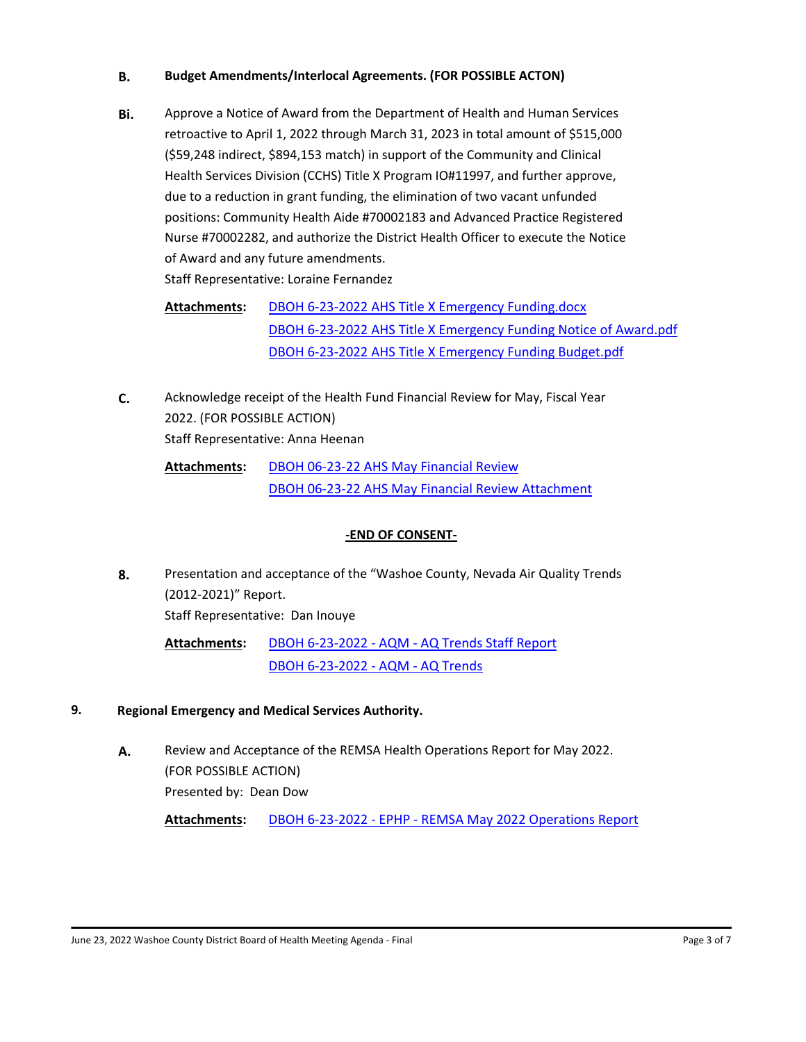**B.** **Budget Amendments/Interlocal Agreements. (FOR POSSIBLE ACTON)**

**Bi.** Approve a Notice of Award from the Department of Health and Human Services retroactive to April 1, 2022 through March 31, 2023 in total amount of $515,000 ($59,248 indirect, $894,153 match) in support of the Community and Clinical Health Services Division (CCHS) Title X Program IO#11997, and further approve, due to a reduction in grant funding, the elimination of two vacant unfunded positions: Community Health Aide #70002183 and Advanced Practice Registered Nurse #70002282, and authorize the District Health Officer to execute the Notice of Award and any future amendments.
Staff Representative: Loraine Fernandez

**Attachments:** DBOH 6-23-2022 AHS Title X Emergency Funding.docx
DBOH 6-23-2022 AHS Title X Emergency Funding Notice of Award.pdf
DBOH 6-23-2022 AHS Title X Emergency Funding Budget.pdf

**C.** Acknowledge receipt of the Health Fund Financial Review for May, Fiscal Year 2022. (FOR POSSIBLE ACTION)
Staff Representative: Anna Heenan

**Attachments:** DBOH 06-23-22 AHS May Financial Review
DBOH 06-23-22 AHS May Financial Review Attachment

**-END OF CONSENT-**

**8.** Presentation and acceptance of the "Washoe County, Nevada Air Quality Trends (2012-2021)" Report.
Staff Representative: Dan Inouye

**Attachments:** DBOH 6-23-2022 - AQM - AQ Trends Staff Report
DBOH 6-23-2022 - AQM - AQ Trends

**9.** **Regional Emergency and Medical Services Authority.**

**A.** Review and Acceptance of the REMSA Health Operations Report for May 2022. (FOR POSSIBLE ACTION)
Presented by: Dean Dow

**Attachments:** DBOH 6-23-2022 - EPHP - REMSA May 2022 Operations Report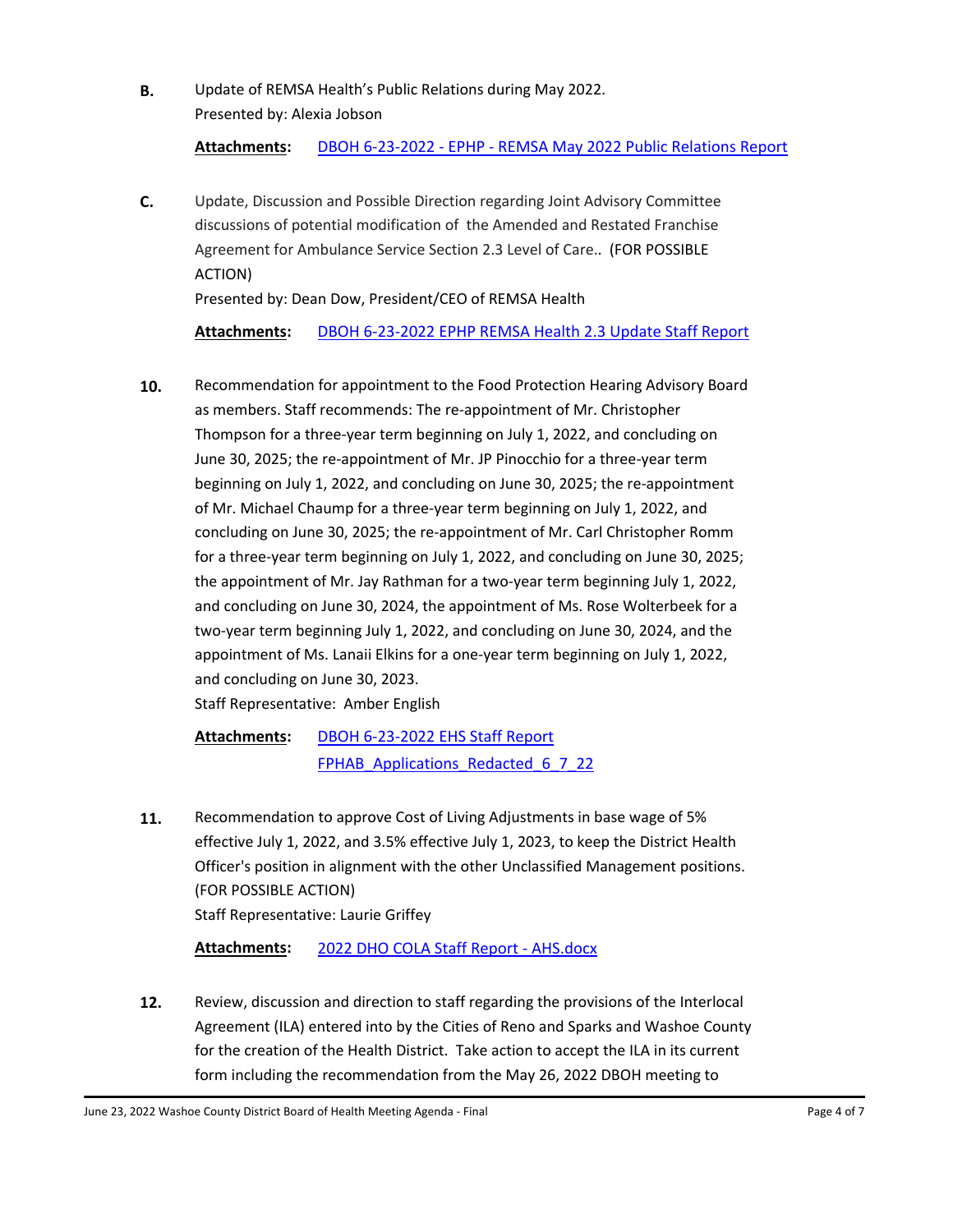**B.** Update of REMSA Health's Public Relations during May 2022.
Presented by: Alexia Jobson

**Attachments:** DBOH 6-23-2022 - EPHP - REMSA May 2022 Public Relations Report

**C.** Update, Discussion and Possible Direction regarding Joint Advisory Committee discussions of potential modification of the Amended and Restated Franchise Agreement for Ambulance Service Section 2.3 Level of Care.. (FOR POSSIBLE ACTION)
Presented by: Dean Dow, President/CEO of REMSA Health

**Attachments:** DBOH 6-23-2022 EPHP REMSA Health 2.3 Update Staff Report

**10.** Recommendation for appointment to the Food Protection Hearing Advisory Board as members. Staff recommends: The re-appointment of Mr. Christopher Thompson for a three-year term beginning on July 1, 2022, and concluding on June 30, 2025; the re-appointment of Mr. JP Pinocchio for a three-year term beginning on July 1, 2022, and concluding on June 30, 2025; the re-appointment of Mr. Michael Chaump for a three-year term beginning on July 1, 2022, and concluding on June 30, 2025; the re-appointment of Mr. Carl Christopher Romm for a three-year term beginning on July 1, 2022, and concluding on June 30, 2025; the appointment of Mr. Jay Rathman for a two-year term beginning July 1, 2022, and concluding on June 30, 2024, the appointment of Ms. Rose Wolterbeek for a two-year term beginning July 1, 2022, and concluding on June 30, 2024, and the appointment of Ms. Lanaii Elkins for a one-year term beginning on July 1, 2022, and concluding on June 30, 2023.
Staff Representative: Amber English

**Attachments:** DBOH 6-23-2022 EHS Staff Report
FPHAB_Applications_Redacted_6_7_22

**11.** Recommendation to approve Cost of Living Adjustments in base wage of 5% effective July 1, 2022, and 3.5% effective July 1, 2023, to keep the District Health Officer's position in alignment with the other Unclassified Management positions. (FOR POSSIBLE ACTION)
Staff Representative: Laurie Griffey

**Attachments:** 2022 DHO COLA Staff Report - AHS.docx

**12.** Review, discussion and direction to staff regarding the provisions of the Interlocal Agreement (ILA) entered into by the Cities of Reno and Sparks and Washoe County for the creation of the Health District. Take action to accept the ILA in its current form including the recommendation from the May 26, 2022 DBOH meeting to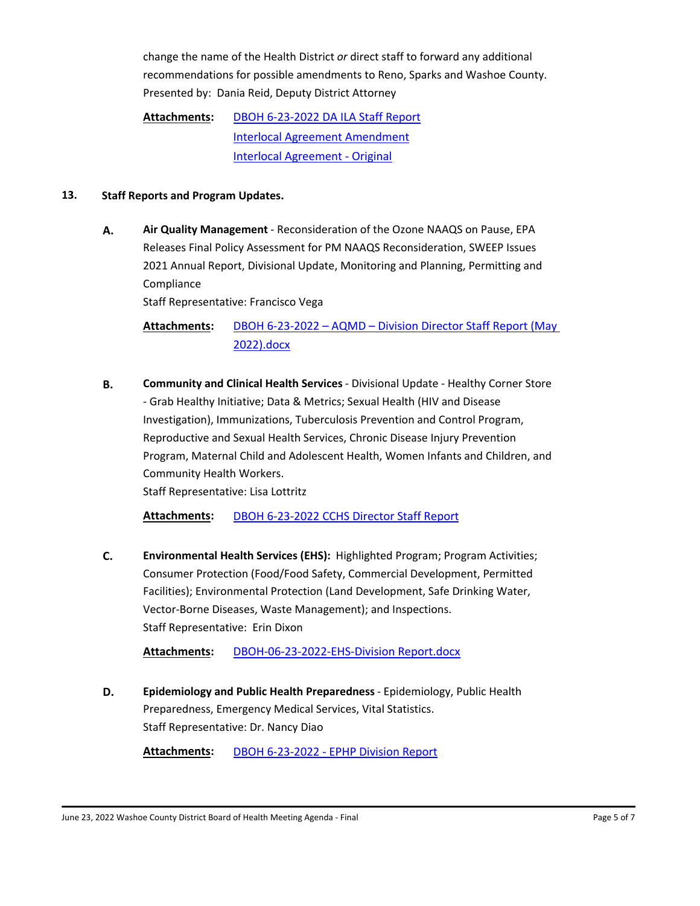change the name of the Health District *or* direct staff to forward any additional recommendations for possible amendments to Reno, Sparks and Washoe County.
Presented by: Dania Reid, Deputy District Attorney

**Attachments:** DBOH 6-23-2022 DA ILA Staff Report
Interlocal Agreement Amendment
Interlocal Agreement - Original

**13. Staff Reports and Program Updates.**

**A.** **Air Quality Management** - Reconsideration of the Ozone NAAQS on Pause, EPA Releases Final Policy Assessment for PM NAAQS Reconsideration, SWEEP Issues 2021 Annual Report, Divisional Update, Monitoring and Planning, Permitting and Compliance
Staff Representative: Francisco Vega

**Attachments:** DBOH 6-23-2022 – AQMD – Division Director Staff Report (May 2022).docx

**B.** **Community and Clinical Health Services** - Divisional Update - Healthy Corner Store - Grab Healthy Initiative; Data & Metrics; Sexual Health (HIV and Disease Investigation), Immunizations, Tuberculosis Prevention and Control Program, Reproductive and Sexual Health Services, Chronic Disease Injury Prevention Program, Maternal Child and Adolescent Health, Women Infants and Children, and Community Health Workers.
Staff Representative: Lisa Lottritz

**Attachments:** DBOH 6-23-2022 CCHS Director Staff Report

**C.** **Environmental Health Services (EHS):** Highlighted Program; Program Activities; Consumer Protection (Food/Food Safety, Commercial Development, Permitted Facilities); Environmental Protection (Land Development, Safe Drinking Water, Vector-Borne Diseases, Waste Management); and Inspections.
Staff Representative: Erin Dixon

**Attachments:** DBOH-06-23-2022-EHS-Division Report.docx

**D.** **Epidemiology and Public Health Preparedness** - Epidemiology, Public Health Preparedness, Emergency Medical Services, Vital Statistics.
Staff Representative: Dr. Nancy Diao

**Attachments:** DBOH 6-23-2022 - EPHP Division Report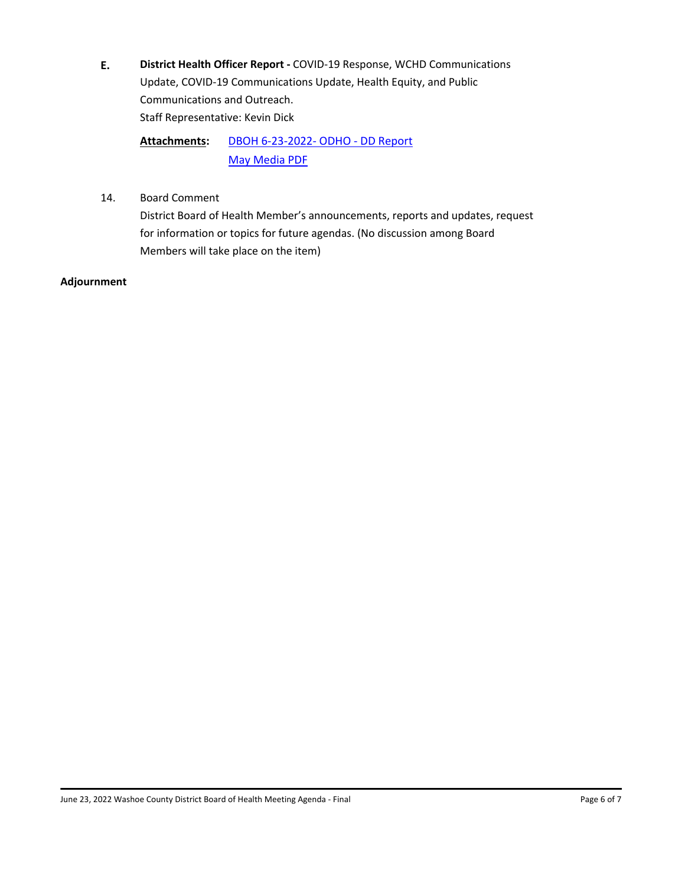**E.** **District Health Officer Report -** COVID-19 Response, WCHD Communications Update, COVID-19 Communications Update, Health Equity, and Public Communications and Outreach.

Staff Representative: Kevin Dick

**Attachments:** DBOH 6-23-2022- ODHO - DD Report
May Media PDF

14. Board Comment

District Board of Health Member's announcements, reports and updates, request for information or topics for future agendas. (No discussion among Board Members will take place on the item)

**Adjournment**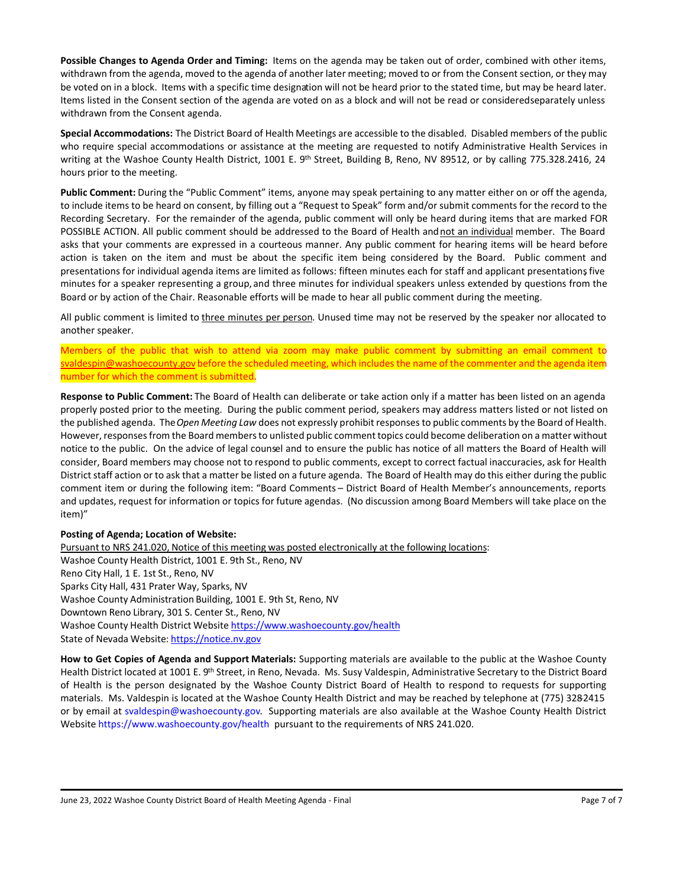**Possible Changes to Agenda Order and Timing:** Items on the agenda may be taken out of order, combined with other items, withdrawn from the agenda, moved to the agenda of another later meeting; moved to or from the Consent section, or they may be voted on in a block. Items with a specific time designation will not be heard prior to the stated time, but may be heard later. Items listed in the Consent section of the agenda are voted on as a block and will not be read or consideredseparately unless withdrawn from the Consent agenda.

**Special Accommodations:** The District Board of Health Meetings are accessible to the disabled. Disabled members of the public who require special accommodations or assistance at the meeting are requested to notify Administrative Health Services in writing at the Washoe County Health District, 1001 E. 9th Street, Building B, Reno, NV 89512, or by calling 775.328.2416, 24 hours prior to the meeting.

**Public Comment:** During the "Public Comment" items, anyone may speak pertaining to any matter either on or off the agenda, to include items to be heard on consent, by filling out a "Request to Speak" form and/or submit comments for the record to the Recording Secretary. For the remainder of the agenda, public comment will only be heard during items that are marked FOR POSSIBLE ACTION. All public comment should be addressed to the Board of Health and not an individual member. The Board asks that your comments are expressed in a courteous manner. Any public comment for hearing items will be heard before action is taken on the item and must be about the specific item being considered by the Board. Public comment and presentations for individual agenda items are limited as follows: fifteen minutes each for staff and applicant presentations, five minutes for a speaker representing a group, and three minutes for individual speakers unless extended by questions from the Board or by action of the Chair. Reasonable efforts will be made to hear all public comment during the meeting.

All public comment is limited to three minutes per person. Unused time may not be reserved by the speaker nor allocated to another speaker.

Members of the public that wish to attend via zoom may make public comment by submitting an email comment to svaldespin@washoecounty.gov before the scheduled meeting, which includes the name of the commenter and the agenda item number for which the comment is submitted.

**Response to Public Comment:** The Board of Health can deliberate or take action only if a matter has been listed on an agenda properly posted prior to the meeting. During the public comment period, speakers may address matters listed or not listed on the published agenda. The *Open Meeting Law* does not expressly prohibit responses to public comments by the Board of Health. However, responses from the Board members to unlisted public comment topics could become deliberation on a matter without notice to the public. On the advice of legal counsel and to ensure the public has notice of all matters the Board of Health will consider, Board members may choose not to respond to public comments, except to correct factual inaccuracies, ask for Health District staff action or to ask that a matter be listed on a future agenda. The Board of Health may do this either during the public comment item or during the following item: "Board Comments – District Board of Health Member's announcements, reports and updates, request for information or topics for future agendas. (No discussion among Board Members will take place on the item)"

**Posting of Agenda; Location of Website:**

Pursuant to NRS 241.020, Notice of this meeting was posted electronically at the following locations:
Washoe County Health District, 1001 E. 9th St., Reno, NV
Reno City Hall, 1 E. 1st St., Reno, NV
Sparks City Hall, 431 Prater Way, Sparks, NV
Washoe County Administration Building, 1001 E. 9th St, Reno, NV
Downtown Reno Library, 301 S. Center St., Reno, NV
Washoe County Health District Website https://www.washoecounty.gov/health
State of Nevada Website: https://notice.nv.gov

**How to Get Copies of Agenda and Support Materials:** Supporting materials are available to the public at the Washoe County Health District located at 1001 E. 9th Street, in Reno, Nevada. Ms. Susy Valdespin, Administrative Secretary to the District Board of Health is the person designated by the Washoe County District Board of Health to respond to requests for supporting materials. Ms. Valdespin is located at the Washoe County Health District and may be reached by telephone at (775) 328-2415 or by email at svaldespin@washoecounty.gov. Supporting materials are also available at the Washoe County Health District Website https://www.washoecounty.gov/health pursuant to the requirements of NRS 241.020.